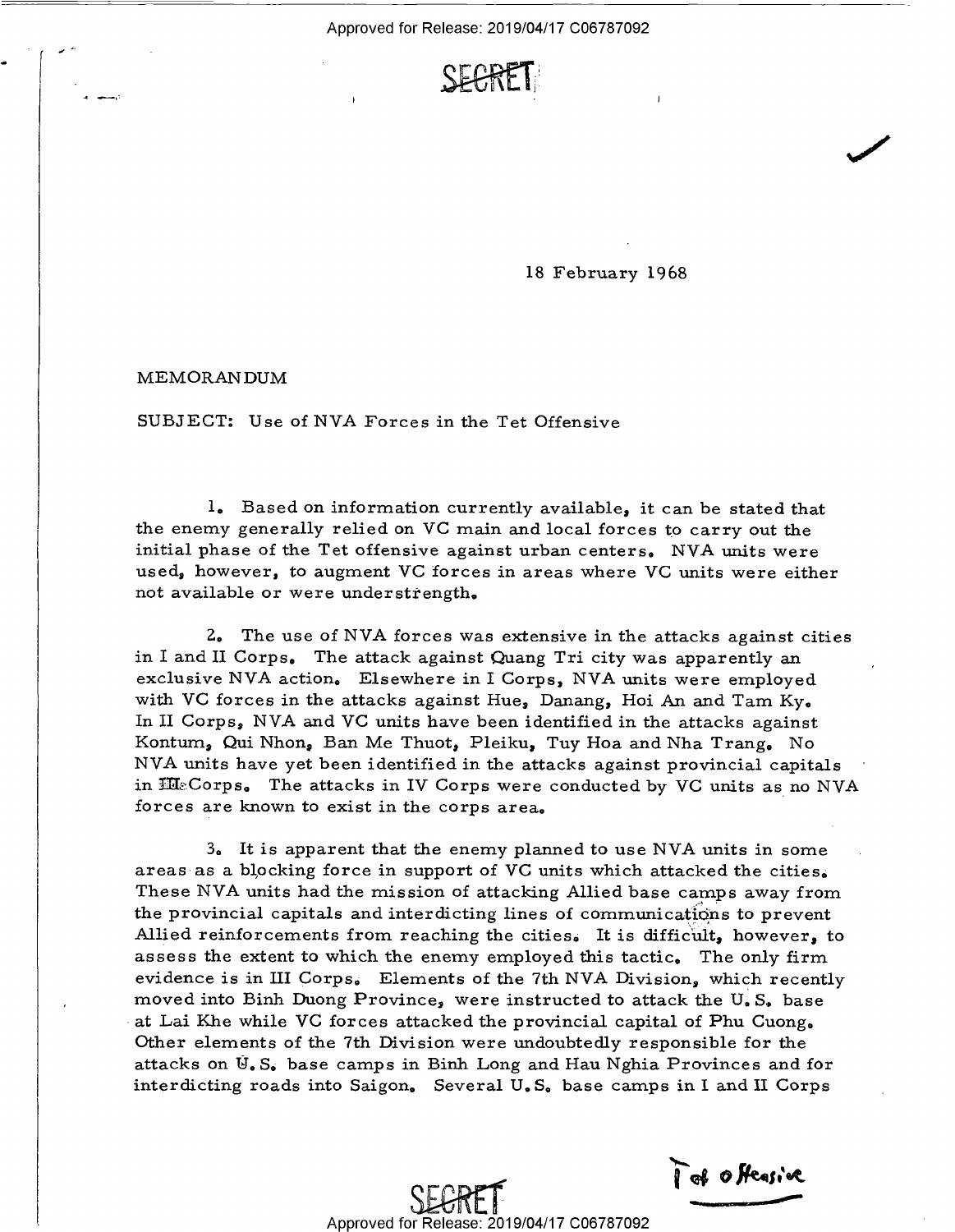SECRET

18 February 1968

MEMORANDUM

SUBJECT: Use of NVA Forces in the Tet Offensive

1. Based on information currently available, it can be stated that the enemy generally relied on VC main and local forces to carry out the initial phase of the Tet offensive against urban centers. NVA units were used, however, to augment VC forces in areas where VC units were either not available or were understrength.

2. The use of NVA forces was extensive in the attacks against cities in I and II Corps. The attack against Quang Tri city was apparently an exclusive NVA action. Elsewhere in I Corps, NVA units were employed with VC forces in the attacks against Hue, Danang, Hoi An and Tam Ky. In II Corps, NVA and VC units have been identified in the attacks against Kontum, Qui Nhon, Ban Me Thuot, Pleiku, Tuy Hoa and Nha Trang. No NVA units have yet been identified in the attacks against provincial capitals in III Corps. The attacks in IV Corps were conducted by VC units as no NVA forces are known to exist in the corps area.

3. It is apparent that the enemy planned to use NVA units in some areas as a blocking force in support of VC units which attacked the cities. These NVA units had the mission of attacking Allied base camps away from the provincial capitals and interdicting lines of communications to prevent Allied reinforcements from reaching the cities. It is difficult, however, to assess the extent to which the enemy employed this tactic. The only firm evidence is in III Corps. Elements of the 7th NVA Division, which recently moved into Binh Duong Province, were instructed to attack the U.S. base at Lai Khe while VC forces attacked the provincial capital of Phu Cuong. Other elements of the 7th Division were undoubtedly responsible for the attacks on U.S. base camps in Binh Long and Hau Nghia Provinces and for interdicting roads into Saigon. Several U.S. base camps in I and II Corps

SECRET

Tet offensive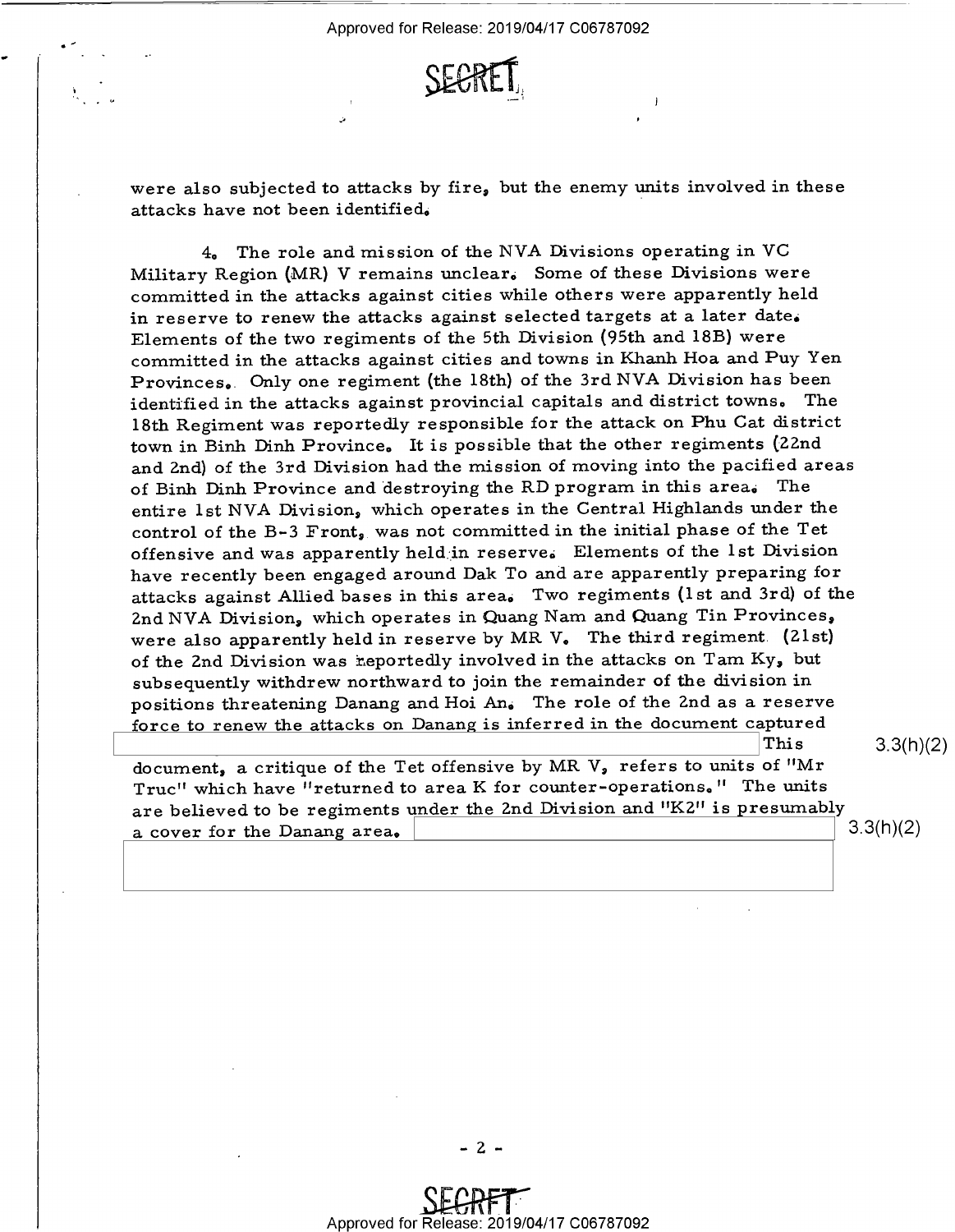SECRET

were also subjected to attacks by fire, but the enemy units involved in these attacks have not been identified.

4. The role and mission of the NVA Divisions operating in VC Military Region (MR) V remains unclear. Some of these Divisions were committed in the attacks against cities while others were apparently held in reserve to renew the attacks against selected targets at a later date. Elements of the two regiments of the 5th Division (95th and 18B) were committed in the attacks against cities and towns in Khanh Hoa and Puy Yen Provinces. Only one regiment (the 18th) of the 3rd NVA Division has been identified in the attacks against provincial capitals and district towns. The 18th Regiment was reportedly responsible for the attack on Phu Cat district town in Binh Dinh Province. It is possible that the other regiments (22nd and 2nd) of the 3rd Division had the mission of moving into the pacified areas of Binh Dinh Province and destroying the RD program in this area. The entire 1st NVA Division, which operates in the Central Highlands under the control of the B-3 Front, was not committed in the initial phase of the Tet offensive and was apparently held in reserve. Elements of the 1st Division have recently been engaged around Dak To and are apparently preparing for attacks against Allied bases in this area. Two regiments (1st and 3rd) of the 2nd NVA Division, which operates in Quang Nam and Quang Tin Provinces, were also apparently held in reserve by MR V. The third regiment (21st) of the 2nd Division was reportedly involved in the attacks on Tam Ky, but subsequently withdrew northward to join the remainder of the division in positions threatening Danang and Hoi An. The role of the 2nd as a reserve force to renew the attacks on Danang is inferred in the document captured [redacted] This document, a critique of the Tet offensive by MR V, refers to units of "Mr Truc" which have "returned to area K for counter-operations." The units are believed to be regiments under the 2nd Division and "K2" is presumably a cover for the Danang area. [redacted]

3.3(h)(2)

3.3(h)(2)

SECRET